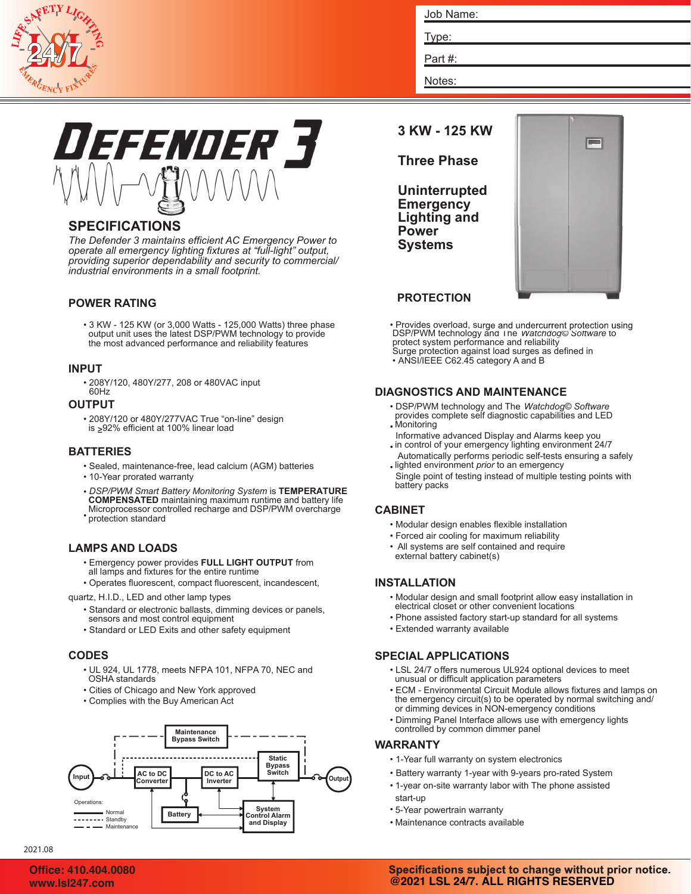Job Name:

Type:

Part #:

Notes:

# DEFENDER 3

## 3 KW - 125 KW

## Three Phase

## Uninterrupted Emergency Lighting and Power Systems

## SPECIFICATIONS

*The Defender 3 maintains efficient AC Emergency Power to operate all emergency lighting fixtures at "full-light" output, providing superior dependability and security to commercial/ industrial environments in a small footprint.*

### POWER RATING

- 3 KW - 125 KW (or 3,000 Watts - 125,000 Watts) three phase output unit uses the latest DSP/PWM technology to provide the most advanced performance and reliability features

### INPUT

- 208Y/120, 480Y/277, 208 or 480VAC input 60Hz

### OUTPUT

- 208Y/120 or 480Y/277VAC True "on-line" design is ≥92% efficient at 100% linear load

### BATTERIES

- Sealed, maintenance-free, lead calcium (AGM) batteries
- 10-Year prorated warranty
- *DSP/PWM Smart Battery Monitoring System* is **TEMPERATURE COMPENSATED** maintaining maximum runtime and battery life
- Microprocessor controlled recharge and DSP/PWM overcharge protection standard

### LAMPS AND LOADS

- Emergency power provides **FULL LIGHT OUTPUT** from all lamps and fixtures for the entire runtime
- Operates fluorescent, compact fluorescent, incandescent, quartz, H.I.D., LED and other lamp types
- Standard or electronic ballasts, dimming devices or panels, sensors and most control equipment
- Standard or LED Exits and other safety equipment

### CODES

- UL 924, UL 1778, meets NFPA 101, NFPA 70, NEC and OSHA standards
- Cities of Chicago and New York approved
- Complies with the Buy American Act

Maintenance Bypass Switch; Input; AC to DC Converter; DC to AC Inverter; Static Bypass Switch; Output; Battery; System Control Alarm and Display

Operations: Normal; Standby; Maintenance

### PROTECTION

- Provides overload, surge and undercurrent protection using DSP/PWM technology and The *Watchdog© Software* to protect system performance and reliability
- Surge protection against load surges as defined in ANSI/IEEE C62.45 category A and B

### DIAGNOSTICS AND MAINTENANCE

- DSP/PWM technology and The *Watchdog© Software* provides complete self diagnostic capabilities and LED Monitoring
- Informative advanced Display and Alarms keep you in control of your emergency lighting environment 24/7
- Automatically performs periodic self-tests ensuring a safely lighted environment *prior* to an emergency
- Single point of testing instead of multiple testing points with battery packs

### CABINET

- Modular design enables flexible installation
- Forced air cooling for maximum reliability
- All systems are self contained and require external battery cabinet(s)

### INSTALLATION

- Modular design and small footprint allow easy installation in electrical closet or other convenient locations
- Phone assisted factory start-up standard for all systems
- Extended warranty available

### SPECIAL APPLICATIONS

- LSL 24/7 offers numerous UL924 optional devices to meet unusual or difficult application parameters
- ECM - Environmental Circuit Module allows fixtures and lamps on the emergency circuit(s) to be operated by normal switching and/ or dimming devices in NON-emergency conditions
- Dimming Panel Interface allows use with emergency lights controlled by common dimmer panel

### WARRANTY

- 1-Year full warranty on system electronics
- Battery warranty 1-year with 9-years pro-rated System
- 1-year on-site warranty labor with The phone assisted start-up
- 5-Year powertrain warranty
- Maintenance contracts available

2021.08

Office: 410.404.0080
www.lsl247.com

Specifications subject to change without prior notice.
@2021 LSL 24/7. ALL RIGHTS RESERVED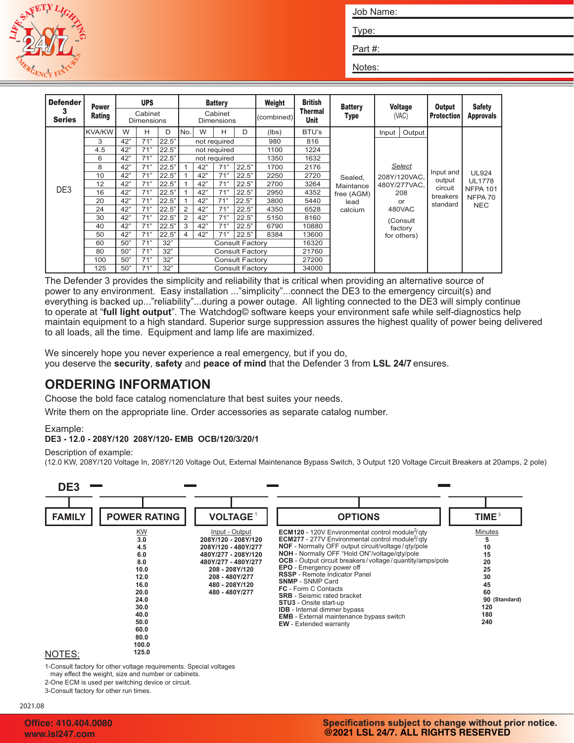Job Name:

Type:

Part #:

Notes:

| Defender 3 Series | Power Rating | UPS Cabinet Dimensions | | | Battery Cabinet Dimensions | | | | Weight (combined) | British Thermal Unit | Battery Type | Voltage (VAC) | | Output Protection | Safety Approvals |
|---|---|---|---|---|---|---|---|---|---|---|---|---|---|---|---|
| | KVA/KW | W | H | D | No. | W | H | D | (lbs) | BTU's | | Input | Output | | |
| DE3 | 3 | 42" | 71" | 22.5" | not required | | | | 980 | 816 | Sealed, Maintance free (AGM) lead calcium | *Select* 208Y/120VAC, 480Y/277VAC, 208 or 480VAC (Consult factory for others) | | Input and output circuit breakers standard | UL924 UL1778 NFPA 101 NFPA 70 NEC |
| | 4.5 | 42" | 71" | 22.5" | not required | | | | 1100 | 1224 | | | | | |
| | 6 | 42" | 71" | 22.5" | not required | | | | 1350 | 1632 | | | | | |
| | 8 | 42" | 71" | 22.5" | 1 | 42" | 71" | 22.5" | 1700 | 2176 | | | | | |
| | 10 | 42" | 71" | 22.5" | 1 | 42" | 71" | 22.5" | 2250 | 2720 | | | | | |
| | 12 | 42" | 71" | 22.5" | 1 | 42" | 71" | 22.5" | 2700 | 3264 | | | | | |
| | 16 | 42" | 71" | 22.5" | 1 | 42" | 71" | 22.5" | 2950 | 4352 | | | | | |
| | 20 | 42" | 71" | 22.5" | 1 | 42" | 71" | 22.5" | 3800 | 5440 | | | | | |
| | 24 | 42" | 71" | 22.5" | 1 | 42" | 71" | 22.5" | 4350 | 6528 | | | | | |
| | 30 | 42" | 71" | 22.5" | 2 | 42" | 71" | 22.5" | 5150 | 8160 | | | | | |
| | 40 | 42" | 71" | 22.5" | 3 | 42" | 71" | 22.5" | 6790 | 10880 | | | | | |
| | 50 | 42" | 71" | 22.5" | 4 | 42" | 71" | 22.5" | 8384 | 13600 | | | | | |
| | 60 | 50" | 71" | 32" | Consult Factory | | | | | 16320 | | | | | |
| | 80 | 50" | 71" | 32" | Consult Factory | | | | | 21760 | | | | | |
| | 100 | 50" | 71" | 32" | Consult Factory | | | | | 27200 | | | | | |
| | 125 | 50" | 71" | 32" | Consult Factory | | | | | 34000 | | | | | |

The Defender 3 provides the simplicity and reliability that is critical when providing an alternative source of power to any environment. Easy installation ..."simplicity"...connect the DE3 to the emergency circuit(s) and everything is backed up..."reliability"...during a power outage. All lighting connected to the DE3 will simply continue to operate at "**full light output**". The Watchdog© software keeps your environment safe while self-diagnostics help maintain equipment to a high standard. Superior surge suppression assures the highest quality of power being delivered to all loads, all the time. Equipment and lamp life are maximized.

We sincerely hope you never experience a real emergency, but if you do, you deserve the **security**, **safety** and **peace of mind** that the Defender 3 from **LSL 24/7** ensures.

## ORDERING INFORMATION

Choose the bold face catalog nomenclature that best suites your needs.

Write them on the appropriate line. Order accessories as separate catalog number.

Example:

**DE3 - 12.0 - 208Y/120 208Y/120- EMB OCB/120/3/20/1**

Description of example:

(12.0 KW, 208Y/120 Voltage In, 208Y/120 Voltage Out, External Maintenance Bypass Switch, 3 Output 120 Voltage Circuit Breakers at 20amps, 2 pole)

**DE3** — ____ — ____ — ____ — ____

| FAMILY | POWER RATING | VOLTAGE [1] | OPTIONS | TIME [3] |
|---|---|---|---|---|
| | KW | Input - Output | | Minutes |
| | **3.0** | **208Y/120 - 208Y/120** | **ECM120** - 120V Environmental control module[2]/qty | **5** |
| | **4.5** | **208Y/120 - 480Y/277** | **ECM277** - 277V Environmental control module[2]/qty | **10** |
| | **6.0** | **480Y/277 - 208Y/120** | **NOF** - Normally OFF output circuit/voltage/qty/pole | **15** |
| | **8.0** | **480Y/277 - 480Y/277** | **NOH** - Normally OFF "Hold ON"/voltage/qty/pole | **20** |
| | **10.0** | **208 - 208Y/120** | **OCB** - Output circuit breakers/voltage/quantity/amps/pole | **25** |
| | **12.0** | **208 - 480Y/277** | **EPO** - Emergency power off | **30** |
| | **16.0** | **480 - 208Y/120** | **RSSP** - Remote Indicator Panel | **45** |
| | **20.0** | **480 - 480Y/277** | **SNMP** - SNMP Card | **60** |
| | **24.0** | | **FC** - Form C Contacts | **90 (Standard)** |
| | **30.0** | | **SRB** - Seismic rated bracket | **120** |
| | **40.0** | | **STU3** - Onsite start-up | **180** |
| | **50.0** | | **IDB** - Internal dimmer bypass | **240** |
| | **60.0** | | **EMB** - External maintenance bypass switch | |
| | **80.0** | | **EW** - Extended warranty | |
| | **100.0** | | | |
| | **125.0** | | | |

NOTES:

1-Consult factory for other voltage requirements. Special voltages may effect the weight, size and number or cabinets.

2-One ECM is used per switching device or circuit.

3-Consult factory for other run times.

2021.08

Office: 410.404.0080
www.lsl247.com

Specifications subject to change without prior notice.
@2021 LSL 24/7. ALL RIGHTS RESERVED